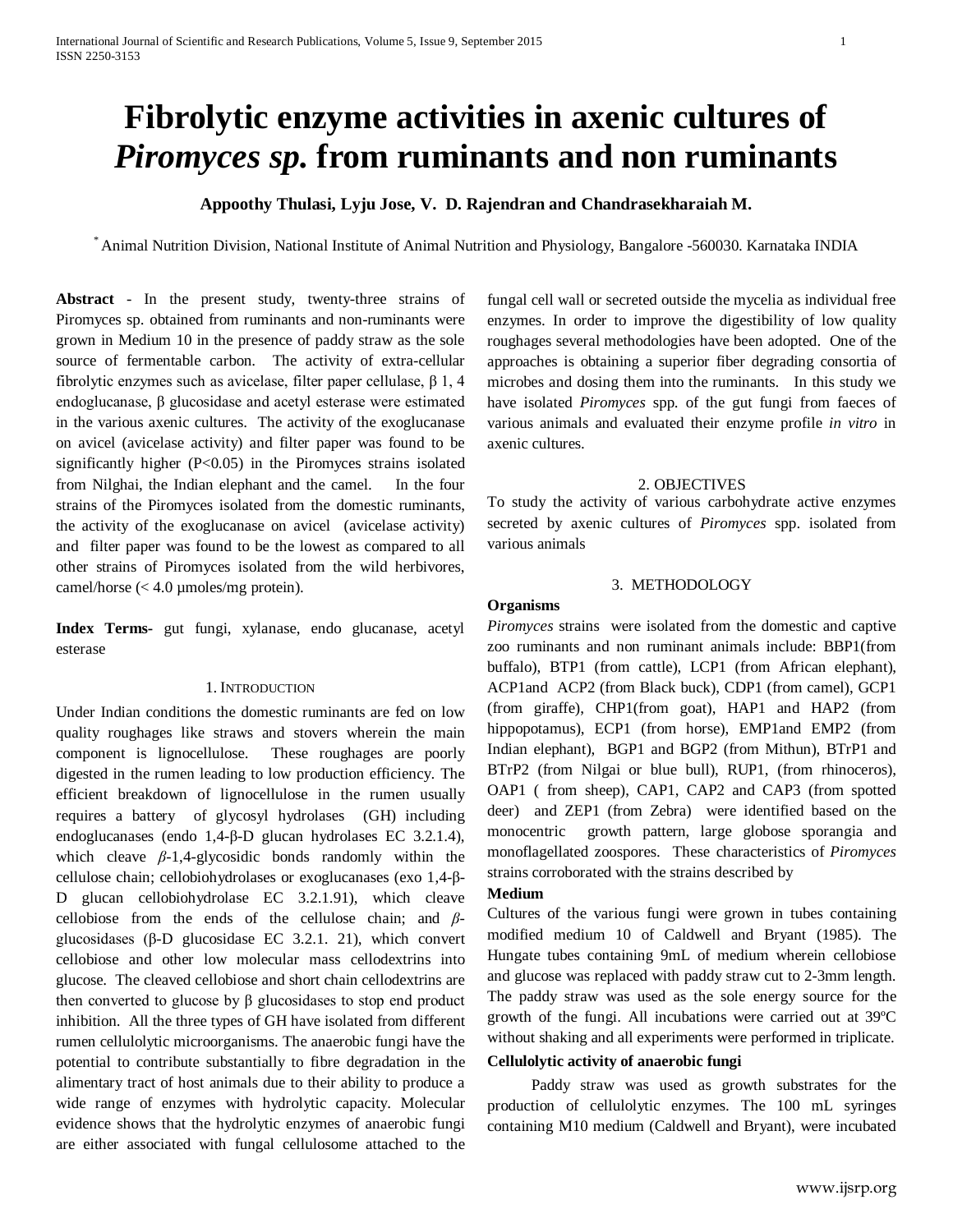# Fibrolytic enzyme activities in axenic cultures of *Piromyces sp.* from ruminants and non ruminants

**Appoothy Thulasi, Lyju Jose, V. D. Rajendran and Chandrasekharaiah M.**

[*] Animal Nutrition Division, National Institute of Animal Nutrition and Physiology, Bangalore -560030. Karnataka INDIA

**Abstract** - In the present study, twenty-three strains of Piromyces sp. obtained from ruminants and non-ruminants were grown in Medium 10 in the presence of paddy straw as the sole source of fermentable carbon. The activity of extra-cellular fibrolytic enzymes such as avicelase, filter paper cellulase, β 1, 4 endoglucanase, β glucosidase and acetyl esterase were estimated in the various axenic cultures. The activity of the exoglucanase on avicel (avicelase activity) and filter paper was found to be significantly higher ($P<0.05$) in the Piromyces strains isolated from Nilghai, the Indian elephant and the camel. In the four strains of the Piromyces isolated from the domestic ruminants, the activity of the exoglucanase on avicel (avicelase activity) and filter paper was found to be the lowest as compared to all other strains of Piromyces isolated from the wild herbivores, camel/horse (< 4.0 µmoles/mg protein).

**Index Terms-** gut fungi, xylanase, endo glucanase, acetyl esterase

## 1. Introduction

Under Indian conditions the domestic ruminants are fed on low quality roughages like straws and stovers wherein the main component is lignocellulose. These roughages are poorly digested in the rumen leading to low production efficiency. The efficient breakdown of lignocellulose in the rumen usually requires a battery of glycosyl hydrolases (GH) including endoglucanases (endo 1,4-β-D glucan hydrolases EC 3.2.1.4), which cleave *β*-1,4-glycosidic bonds randomly within the cellulose chain; cellobiohydrolases or exoglucanases (exo 1,4-β-D glucan cellobiohydrolase EC 3.2.1.91), which cleave cellobiose from the ends of the cellulose chain; and *β*-glucosidases (β-D glucosidase EC 3.2.1. 21), which convert cellobiose and other low molecular mass cellodextrins into glucose. The cleaved cellobiose and short chain cellodextrins are then converted to glucose by β glucosidases to stop end product inhibition. All the three types of GH have isolated from different rumen cellulolytic microorganisms. The anaerobic fungi have the potential to contribute substantially to fibre degradation in the alimentary tract of host animals due to their ability to produce a wide range of enzymes with hydrolytic capacity. Molecular evidence shows that the hydrolytic enzymes of anaerobic fungi are either associated with fungal cellulosome attached to the fungal cell wall or secreted outside the mycelia as individual free enzymes. In order to improve the digestibility of low quality roughages several methodologies have been adopted. One of the approaches is obtaining a superior fiber degrading consortia of microbes and dosing them into the ruminants. In this study we have isolated *Piromyces* spp. of the gut fungi from faeces of various animals and evaluated their enzyme profile *in vitro* in axenic cultures.

## 2. OBJECTIVES

To study the activity of various carbohydrate active enzymes secreted by axenic cultures of *Piromyces* spp. isolated from various animals

## 3. METHODOLOGY

### Organisms

*Piromyces* strains were isolated from the domestic and captive zoo ruminants and non ruminant animals include: BBP1(from buffalo), BTP1 (from cattle), LCP1 (from African elephant), ACP1and ACP2 (from Black buck), CDP1 (from camel), GCP1 (from giraffe), CHP1(from goat), HAP1 and HAP2 (from hippopotamus), ECP1 (from horse), EMP1and EMP2 (from Indian elephant), BGP1 and BGP2 (from Mithun), BTrP1 and BTrP2 (from Nilgai or blue bull), RUP1, (from rhinoceros), OAP1 ( from sheep), CAP1, CAP2 and CAP3 (from spotted deer) and ZEP1 (from Zebra) were identified based on the monocentric growth pattern, large globose sporangia and monoflagellated zoospores. These characteristics of *Piromyces* strains corroborated with the strains described by

### Medium

Cultures of the various fungi were grown in tubes containing modified medium 10 of Caldwell and Bryant (1985). The Hungate tubes containing 9mL of medium wherein cellobiose and glucose was replaced with paddy straw cut to 2-3mm length. The paddy straw was used as the sole energy source for the growth of the fungi. All incubations were carried out at 39ºC without shaking and all experiments were performed in triplicate.

### Cellulolytic activity of anaerobic fungi

Paddy straw was used as growth substrates for the production of cellulolytic enzymes. The 100 mL syringes containing M10 medium (Caldwell and Bryant), were incubated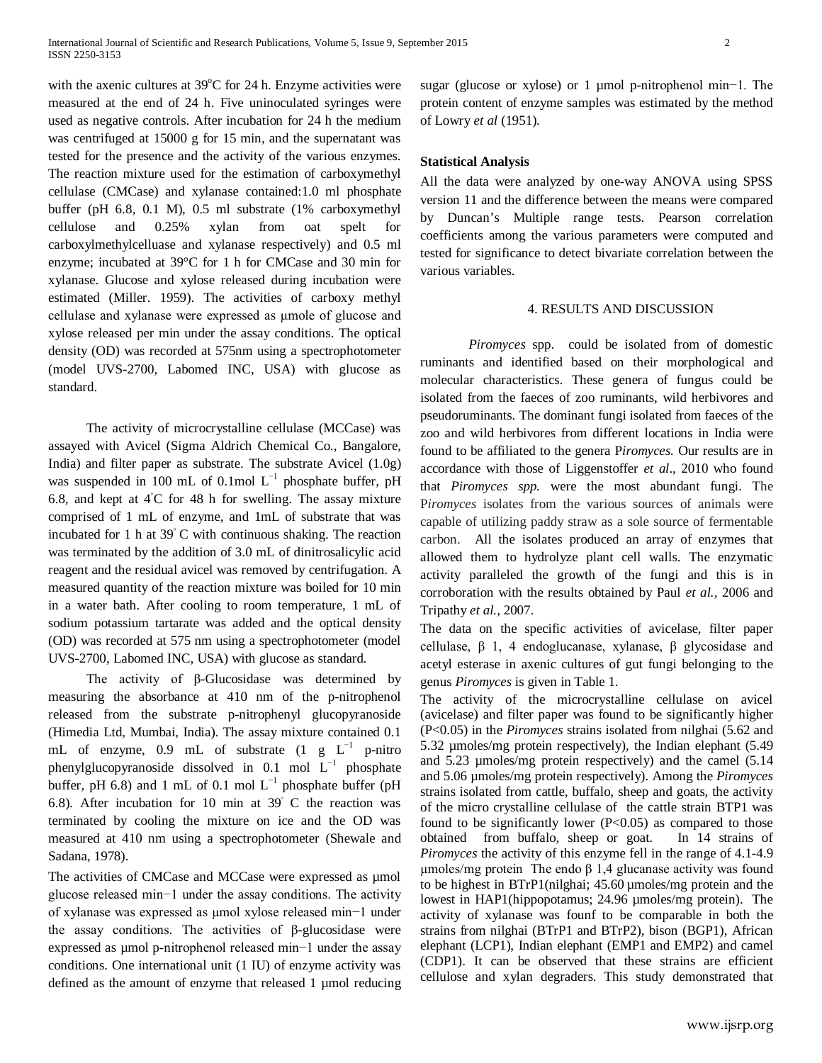with the axenic cultures at 39°C for 24 h. Enzyme activities were measured at the end of 24 h. Five uninoculated syringes were used as negative controls. After incubation for 24 h the medium was centrifuged at 15000 g for 15 min, and the supernatant was tested for the presence and the activity of the various enzymes. The reaction mixture used for the estimation of carboxymethyl cellulase (CMCase) and xylanase contained:1.0 ml phosphate buffer (pH 6.8, 0.1 M), 0.5 ml substrate (1% carboxymethyl cellulose and 0.25% xylan from oat spelt for carboxylmethylcelluase and xylanase respectively) and 0.5 ml enzyme; incubated at 39°C for 1 h for CMCase and 30 min for xylanase. Glucose and xylose released during incubation were estimated (Miller. 1959). The activities of carboxy methyl cellulase and xylanase were expressed as µmole of glucose and xylose released per min under the assay conditions. The optical density (OD) was recorded at 575nm using a spectrophotometer (model UVS-2700, Labomed INC, USA) with glucose as standard.

The activity of microcrystalline cellulase (MCCase) was assayed with Avicel (Sigma Aldrich Chemical Co., Bangalore, India) and filter paper as substrate. The substrate Avicel (1.0g) was suspended in 100 mL of 0.1mol $L^{-1}$ phosphate buffer, pH 6.8, and kept at 4°C for 48 h for swelling. The assay mixture comprised of 1 mL of enzyme, and 1mL of substrate that was incubated for 1 h at 39° C with continuous shaking. The reaction was terminated by the addition of 3.0 mL of dinitrosalicylic acid reagent and the residual avicel was removed by centrifugation. A measured quantity of the reaction mixture was boiled for 10 min in a water bath. After cooling to room temperature, 1 mL of sodium potassium tartarate was added and the optical density (OD) was recorded at 575 nm using a spectrophotometer (model UVS-2700, Labomed INC, USA) with glucose as standard.

The activity of β-Glucosidase was determined by measuring the absorbance at 410 nm of the p-nitrophenol released from the substrate p-nitrophenyl glucopyranoside (Himedia Ltd, Mumbai, India). The assay mixture contained 0.1 mL of enzyme, 0.9 mL of substrate (1 g $L^{-1}$ p-nitro phenylglucopyranoside dissolved in 0.1 mol $L^{-1}$ phosphate buffer, pH 6.8) and 1 mL of 0.1 mol $L^{-1}$ phosphate buffer (pH 6.8). After incubation for 10 min at 39° C the reaction was terminated by cooling the mixture on ice and the OD was measured at 410 nm using a spectrophotometer (Shewale and Sadana, 1978).

The activities of CMCase and MCCase were expressed as µmol glucose released min−1 under the assay conditions. The activity of xylanase was expressed as µmol xylose released min−1 under the assay conditions. The activities of β-glucosidase were expressed as µmol p-nitrophenol released min−1 under the assay conditions. One international unit (1 IU) of enzyme activity was defined as the amount of enzyme that released 1 µmol reducing sugar (glucose or xylose) or 1 µmol p-nitrophenol min−1. The protein content of enzyme samples was estimated by the method of Lowry *et al* (1951).

### Statistical Analysis

All the data were analyzed by one-way ANOVA using SPSS version 11 and the difference between the means were compared by Duncan's Multiple range tests. Pearson correlation coefficients among the various parameters were computed and tested for significance to detect bivariate correlation between the various variables.

## 4. RESULTS AND DISCUSSION

*Piromyces* spp. could be isolated from of domestic ruminants and identified based on their morphological and molecular characteristics. These genera of fungus could be isolated from the faeces of zoo ruminants, wild herbivores and pseudoruminants. The dominant fungi isolated from faeces of the zoo and wild herbivores from different locations in India were found to be affiliated to the genera P*iromyces.* Our results are in accordance with those of Liggenstoffer *et al*., 2010 who found that *Piromyces spp.* were the most abundant fungi. The P*iromyces* isolates from the various sources of animals were capable of utilizing paddy straw as a sole source of fermentable carbon. All the isolates produced an array of enzymes that allowed them to hydrolyze plant cell walls. The enzymatic activity paralleled the growth of the fungi and this is in corroboration with the results obtained by Paul *et al.*, 2006 and Tripathy *et al.,* 2007.

The data on the specific activities of avicelase, filter paper cellulase, β 1, 4 endoglucanase, xylanase, β glycosidase and acetyl esterase in axenic cultures of gut fungi belonging to the genus *Piromyces* is given in Table 1.

The activity of the microcrystalline cellulase on avicel (avicelase) and filter paper was found to be significantly higher ($P<0.05$) in the *Piromyces* strains isolated from nilghai (5.62 and 5.32 µmoles/mg protein respectively), the Indian elephant (5.49 and 5.23 µmoles/mg protein respectively) and the camel (5.14 and 5.06 µmoles/mg protein respectively). Among the *Piromyces* strains isolated from cattle, buffalo, sheep and goats, the activity of the micro crystalline cellulase of the cattle strain BTP1 was found to be significantly lower ($P<0.05$) as compared to those obtained from buffalo, sheep or goat. In 14 strains of *Piromyces* the activity of this enzyme fell in the range of 4.1-4.9 µmoles/mg protein The endo β 1,4 glucanase activity was found to be highest in BTrP1(nilghai; 45.60 µmoles/mg protein and the lowest in HAP1(hippopotamus; 24.96 µmoles/mg protein). The activity of xylanase was founf to be comparable in both the strains from nilghai (BTrP1 and BTrP2), bison (BGP1), African elephant (LCP1), Indian elephant (EMP1 and EMP2) and camel (CDP1). It can be observed that these strains are efficient cellulose and xylan degraders. This study demonstrated that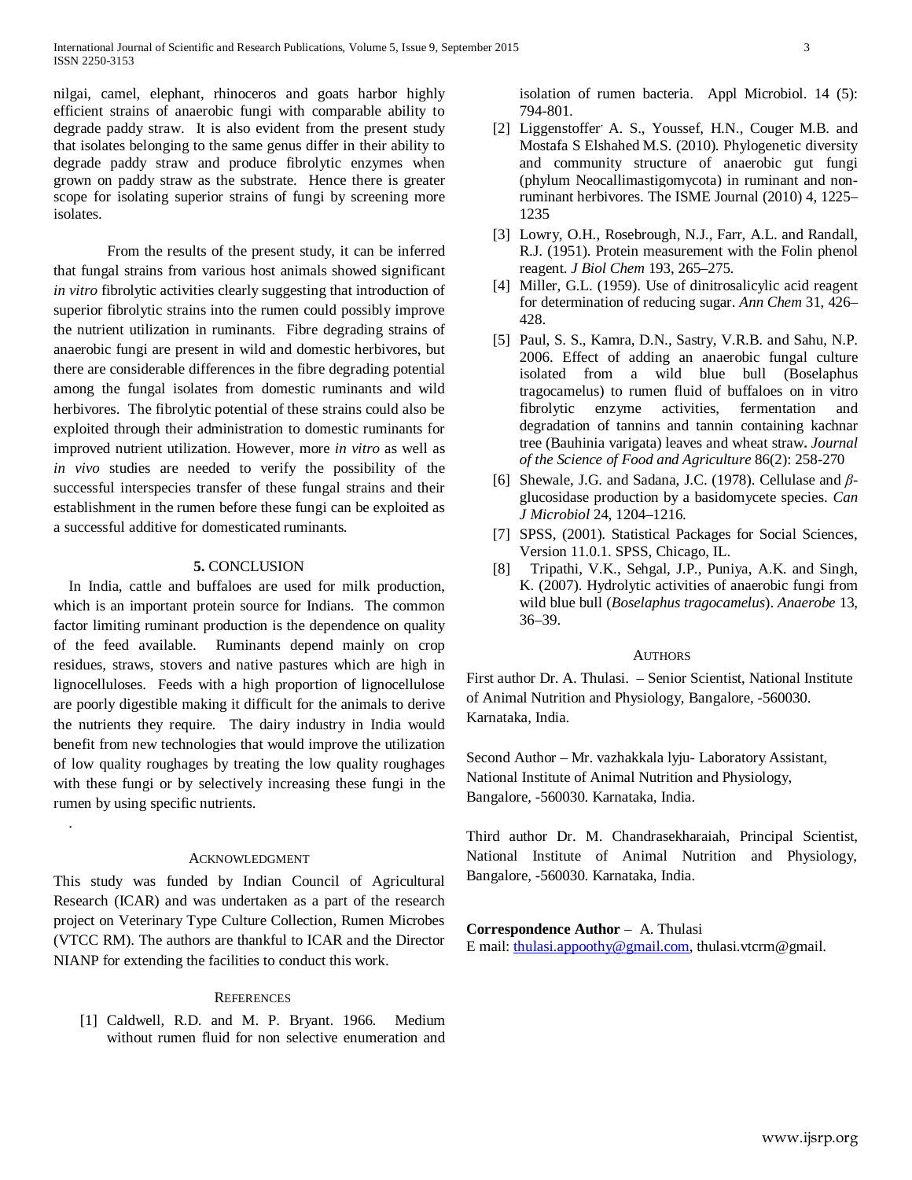nilgai, camel, elephant, rhinoceros and goats harbor highly efficient strains of anaerobic fungi with comparable ability to degrade paddy straw. It is also evident from the present study that isolates belonging to the same genus differ in their ability to degrade paddy straw and produce fibrolytic enzymes when grown on paddy straw as the substrate. Hence there is greater scope for isolating superior strains of fungi by screening more isolates.

From the results of the present study, it can be inferred that fungal strains from various host animals showed significant *in vitro* fibrolytic activities clearly suggesting that introduction of superior fibrolytic strains into the rumen could possibly improve the nutrient utilization in ruminants. Fibre degrading strains of anaerobic fungi are present in wild and domestic herbivores, but there are considerable differences in the fibre degrading potential among the fungal isolates from domestic ruminants and wild herbivores. The fibrolytic potential of these strains could also be exploited through their administration to domestic ruminants for improved nutrient utilization. However, more *in vitro* as well as *in vivo* studies are needed to verify the possibility of the successful interspecies transfer of these fungal strains and their establishment in the rumen before these fungi can be exploited as a successful additive for domesticated ruminants.

## 5. CONCLUSION

In India, cattle and buffaloes are used for milk production, which is an important protein source for Indians. The common factor limiting ruminant production is the dependence on quality of the feed available. Ruminants depend mainly on crop residues, straws, stovers and native pastures which are high in lignocelluloses. Feeds with a high proportion of lignocellulose are poorly digestible making it difficult for the animals to derive the nutrients they require. The dairy industry in India would benefit from new technologies that would improve the utilization of low quality roughages by treating the low quality roughages with these fungi or by selectively increasing these fungi in the rumen by using specific nutrients.

.

## ACKNOWLEDGMENT

This study was funded by Indian Council of Agricultural Research (ICAR) and was undertaken as a part of the research project on Veterinary Type Culture Collection, Rumen Microbes (VTCC RM). The authors are thankful to ICAR and the Director NIANP for extending the facilities to conduct this work.

## REFERENCES

[1] Caldwell, R.D. and M. P. Bryant. 1966. Medium without rumen fluid for non selective enumeration and isolation of rumen bacteria. Appl Microbiol. 14 (5): 794-801.

[2] Liggenstoffer, A. S., Youssef, H.N., Couger M.B. and Mostafa S Elshahed M.S. (2010). Phylogenetic diversity and community structure of anaerobic gut fungi (phylum Neocallimastigomycota) in ruminant and non-ruminant herbivores. The ISME Journal (2010) 4, 1225–1235

[3] Lowry, O.H., Rosebrough, N.J., Farr, A.L. and Randall, R.J. (1951). Protein measurement with the Folin phenol reagent. *J Biol Chem* 193, 265–275.

[4] Miller, G.L. (1959). Use of dinitrosalicylic acid reagent for determination of reducing sugar. *Ann Chem* 31, 426–428.

[5] Paul, S. S., Kamra, D.N., Sastry, V.R.B. and Sahu, N.P. 2006. Effect of adding an anaerobic fungal culture isolated from a wild blue bull (Boselaphus tragocamelus) to rumen fluid of buffaloes on in vitro fibrolytic enzyme activities, fermentation and degradation of tannins and tannin containing kachnar tree (Bauhinia varigata) leaves and wheat straw. *Journal of the Science of Food and Agriculture* 86(2): 258-270

[6] Shewale, J.G. and Sadana, J.C. (1978). Cellulase and *β*-glucosidase production by a basidomycete species. *Can J Microbiol* 24, 1204–1216.

[7] SPSS, (2001). Statistical Packages for Social Sciences, Version 11.0.1. SPSS, Chicago, IL.

[8] Tripathi, V.K., Sehgal, J.P., Puniya, A.K. and Singh, K. (2007). Hydrolytic activities of anaerobic fungi from wild blue bull (*Boselaphus tragocamelus*). *Anaerobe* 13, 36–39.

## AUTHORS

First author Dr. A. Thulasi. – Senior Scientist, National Institute of Animal Nutrition and Physiology, Bangalore, -560030. Karnataka, India.

Second Author – Mr. vazhakkala lyju- Laboratory Assistant, National Institute of Animal Nutrition and Physiology, Bangalore, -560030. Karnataka, India.

Third author Dr. M. Chandrasekharaiah, Principal Scientist, National Institute of Animal Nutrition and Physiology, Bangalore, -560030. Karnataka, India.

**Correspondence Author** – A. Thulasi
E mail: thulasi.appoothy@gmail.com, thulasi.vtcrm@gmail.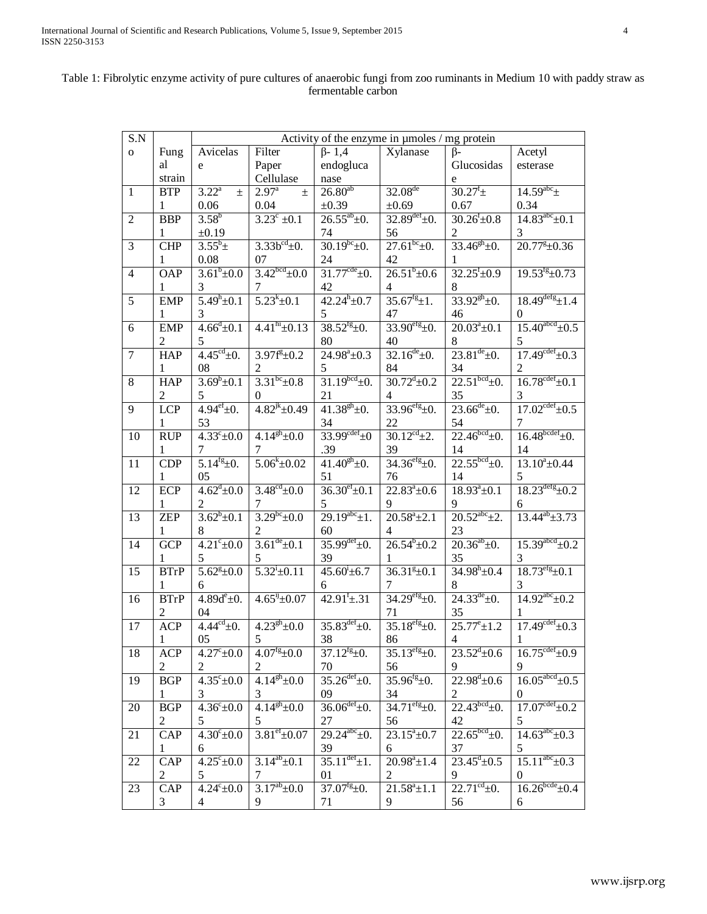Table 1: Fibrolytic enzyme activity of pure cultures of anaerobic fungi from zoo ruminants in Medium 10 with paddy straw as fermentable carbon

| S.No | Fungal strain | Activity of the enzyme in µmoles / mg protein | | | | | |
|---|---|---|---|---|---|---|---|
| | | Avicelase | Filter Paper Cellulase | β- 1,4 endoglucanase | Xylanase | β-Glucosidase | Acetyl esterase |
| 1 | BTP 1 | $3.22^{a}$ ± 0.06 | $2.97^{a}$ ± 0.04 | $26.80^{ab}$ ±0.39 | $32.08^{de}$ ±0.69 | $30.27^{f}$± 0.67 | $14.59^{abc}$± 0.34 |
| 2 | BBP 1 | $3.58^{b}$ ±0.19 | $3.23^{c}$ ±0.1 | $26.55^{ab}$±0.74 | $32.89^{def}$±0.56 | $30.26^{f}$±0.82 | $14.83^{abc}$±0.13 |
| 3 | CHP 1 | $3.55^{b}$± 0.08 | $3.33b^{cd}$±0.07 | $30.19^{bc}$±0.24 | $27.61^{bc}$±0.42 | $33.46^{gh}$±0.1 | $20.77^{g}$±0.36 |
| 4 | OAP 1 | $3.61^{b}$±0.03 | $3.42^{bcd}$±0.07 | $31.77^{cde}$±0.42 | $26.51^{b}$±0.64 | $32.25^{f}$±0.98 | $19.53^{fg}$±0.73 |
| 5 | EMP 1 | $5.49^{h}$±0.13 | $5.23^{k}$±0.1 | $42.24^{h}$±0.75 | $35.67^{fg}$±1.47 | $33.92^{gh}$±0.46 | $18.49^{defg}$±1.40 |
| 6 | EMP 2 | $4.66^{d}$±0.15 | $4.41^{hi}$±0.13 | $38.52^{fg}$±0.80 | $33.90^{efg}$±0.40 | $20.03^{a}$±0.18 | $15.40^{abcd}$±0.55 |
| 7 | HAP 1 | $4.45^{cd}$±0.08 | $3.97f^{g}$±0.22 | $24.98^{a}$±0.35 | $32.16^{de}$±0.84 | $23.81^{de}$±0.34 | $17.49^{cdef}$±0.32 |
| 8 | HAP 2 | $3.69^{b}$±0.15 | $3.31^{bc}$±0.80 | $31.19^{bcd}$±0.21 | $30.72^{d}$±0.24 | $22.51^{bcd}$±0.35 | $16.78^{cdef}$±0.13 |
| 9 | LCP 1 | $4.94^{ef}$±0.53 | $4.82^{jk}$±0.49 | $41.38^{gh}$±0.34 | $33.96^{efg}$±0.22 | $23.66^{de}$±0.54 | $17.02^{cdef}$±0.57 |
| 10 | RUP 1 | $4.33^{c}$±0.07 | $4.14^{gh}$±0.07 | $33.99^{cdef}$±0.39 | $30.12^{cd}$±2.39 | $22.46^{bcd}$±0.14 | $16.48^{bcdef}$±0.14 |
| 11 | CDP 1 | $5.14^{fg}$±0.05 | $5.06^{k}$±0.02 | $41.40^{gh}$±0.51 | $34.36^{efg}$±0.76 | $22.55^{bcd}$±0.14 | $13.10^{a}$±0.445 |
| 12 | ECP 1 | $4.62^{d}$±0.02 | $3.48^{cd}$±0.07 | $36.30^{ef}$±0.15 | $22.83^{a}$±0.69 | $18.93^{a}$±0.19 | $18.23^{defg}$±0.26 |
| 13 | ZEP 1 | $3.62^{b}$±0.18 | $3.29^{bc}$±0.02 | $29.19^{abc}$±1.60 | $20.58^{a}$±2.14 | $20.52^{abc}$±2.23 | $13.44^{ab}$±3.73 |
| 14 | GCP 1 | $4.21^{c}$±0.05 | $3.61^{de}$±0.15 | $35.99^{def}$±0.39 | $26.54^{b}$±0.21 | $20.36^{ab}$±0.35 | $15.39^{abcd}$±0.23 |
| 15 | BTrP 1 | $5.62^{g}$±0.06 | $5.32^{l}$±0.11 | $45.60^{i}$±6.76 | $36.31^{g}$±0.17 | $34.98^{h}$±0.48 | $18.73^{efg}$±0.13 |
| 16 | BTrP 2 | $4.89d^{e}$±0.04 | $4.65^{ij}$±0.07 | $42.91^{i}$±.31 | $34.29^{efg}$±0.71 | $24.33^{de}$±0.35 | $14.92^{abc}$±0.21 |
| 17 | ACP 1 | $4.44^{cd}$±0.05 | $4.23^{gh}$±0.05 | $35.83^{def}$±0.38 | $35.18^{efg}$±0.86 | $25.77^{e}$±1.24 | $17.49^{cdef}$±0.31 |
| 18 | ACP 2 | $4.27^{c}$±0.02 | $4.07^{fg}$±0.02 | $37.12^{fg}$±0.70 | $35.13^{efg}$±0.56 | $23.52^{d}$±0.69 | $16.75^{cdef}$±0.99 |
| 19 | BGP 1 | $4.35^{c}$±0.03 | $4.14^{gh}$±0.03 | $35.26^{def}$±0.09 | $35.96^{fg}$±0.34 | $22.98^{d}$±0.62 | $16.05^{abcd}$±0.50 |
| 20 | BGP 2 | $4.36^{c}$±0.05 | $4.14^{gh}$±0.05 | $36.06^{def}$±0.27 | $34.71^{efg}$±0.56 | $22.43^{bcd}$±0.42 | $17.07^{cdef}$±0.25 |
| 21 | CAP 1 | $4.30^{c}$±0.06 | $3.81^{ef}$±0.07 | $29.24^{abc}$±0.39 | $23.15^{a}$±0.76 | $22.65^{bcd}$±0.37 | $14.63^{abc}$±0.35 |
| 22 | CAP 2 | $4.25^{c}$±0.05 | $3.14^{ab}$±0.17 | $35.11^{def}$±1.01 | $20.98^{a}$±1.42 | $23.45^{d}$±0.59 | $15.11^{abc}$±0.30 |
| 23 | CAP 3 | $4.24^{c}$±0.04 | $3.17^{ab}$±0.09 | $37.07^{fg}$±0.71 | $21.58^{a}$±1.19 | $22.71^{cd}$±0.56 | $16.26^{bcde}$±0.46 |